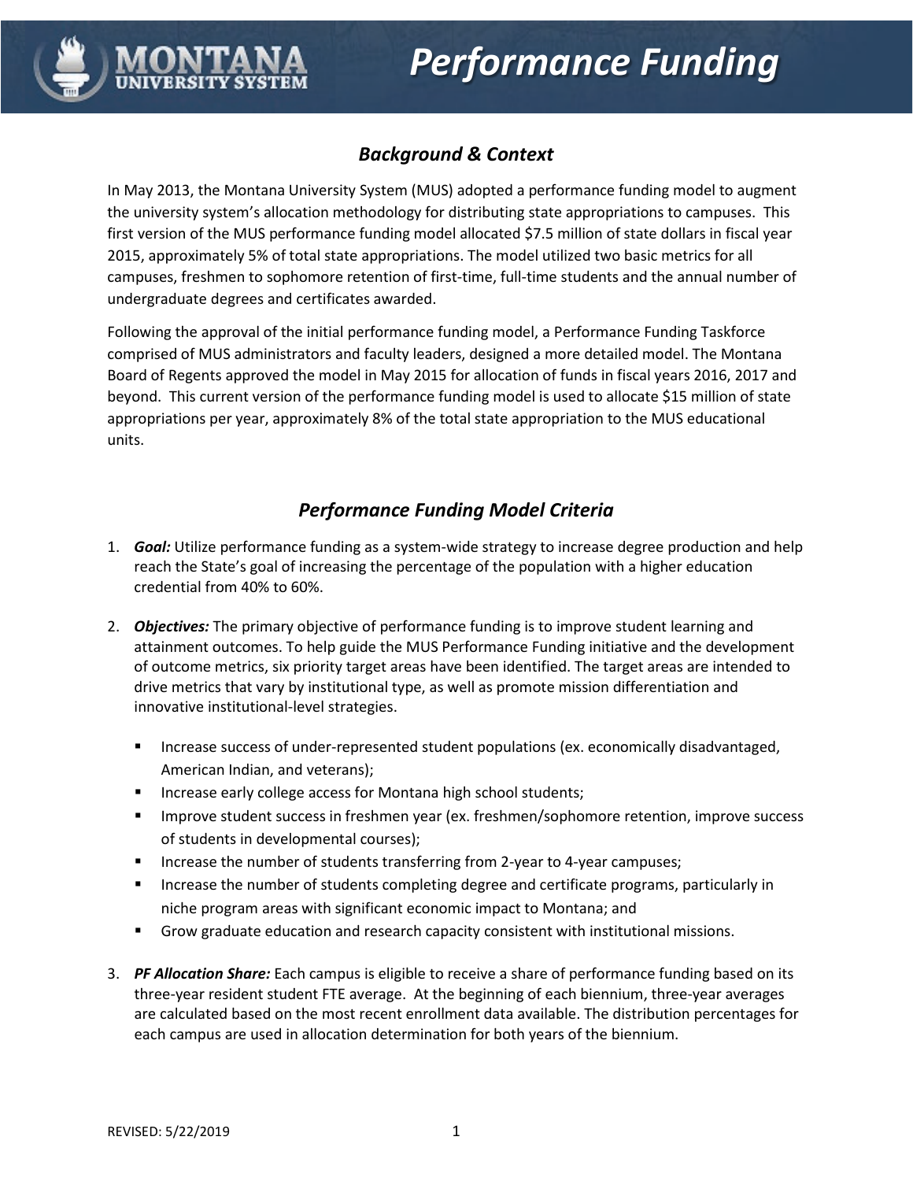# Performance Funding

MONTANA UNIVERSITY SYSTEM

## *Background & Context*

In May 2013, the Montana University System (MUS) adopted a performance funding model to augment the university system's allocation methodology for distributing state appropriations to campuses. This first version of the MUS performance funding model allocated $7.5 million of state dollars in fiscal year 2015, approximately 5% of total state appropriations. The model utilized two basic metrics for all campuses, freshmen to sophomore retention of first-time, full-time students and the annual number of undergraduate degrees and certificates awarded.

Following the approval of the initial performance funding model, a Performance Funding Taskforce comprised of MUS administrators and faculty leaders, designed a more detailed model. The Montana Board of Regents approved the model in May 2015 for allocation of funds in fiscal years 2016, 2017 and beyond. This current version of the performance funding model is used to allocate $15 million of state appropriations per year, approximately 8% of the total state appropriation to the MUS educational units.

## *Performance Funding Model Criteria*

1. ***Goal:*** Utilize performance funding as a system-wide strategy to increase degree production and help reach the State's goal of increasing the percentage of the population with a higher education credential from 40% to 60%.

2. ***Objectives:*** The primary objective of performance funding is to improve student learning and attainment outcomes. To help guide the MUS Performance Funding initiative and the development of outcome metrics, six priority target areas have been identified. The target areas are intended to drive metrics that vary by institutional type, as well as promote mission differentiation and innovative institutional-level strategies.

   - Increase success of under-represented student populations (ex. economically disadvantaged, American Indian, and veterans);
   - Increase early college access for Montana high school students;
   - Improve student success in freshmen year (ex. freshmen/sophomore retention, improve success of students in developmental courses);
   - Increase the number of students transferring from 2-year to 4-year campuses;
   - Increase the number of students completing degree and certificate programs, particularly in niche program areas with significant economic impact to Montana; and
   - Grow graduate education and research capacity consistent with institutional missions.

3. ***PF Allocation Share:*** Each campus is eligible to receive a share of performance funding based on its three-year resident student FTE average. At the beginning of each biennium, three-year averages are calculated based on the most recent enrollment data available. The distribution percentages for each campus are used in allocation determination for both years of the biennium.

REVISED: 5/22/2019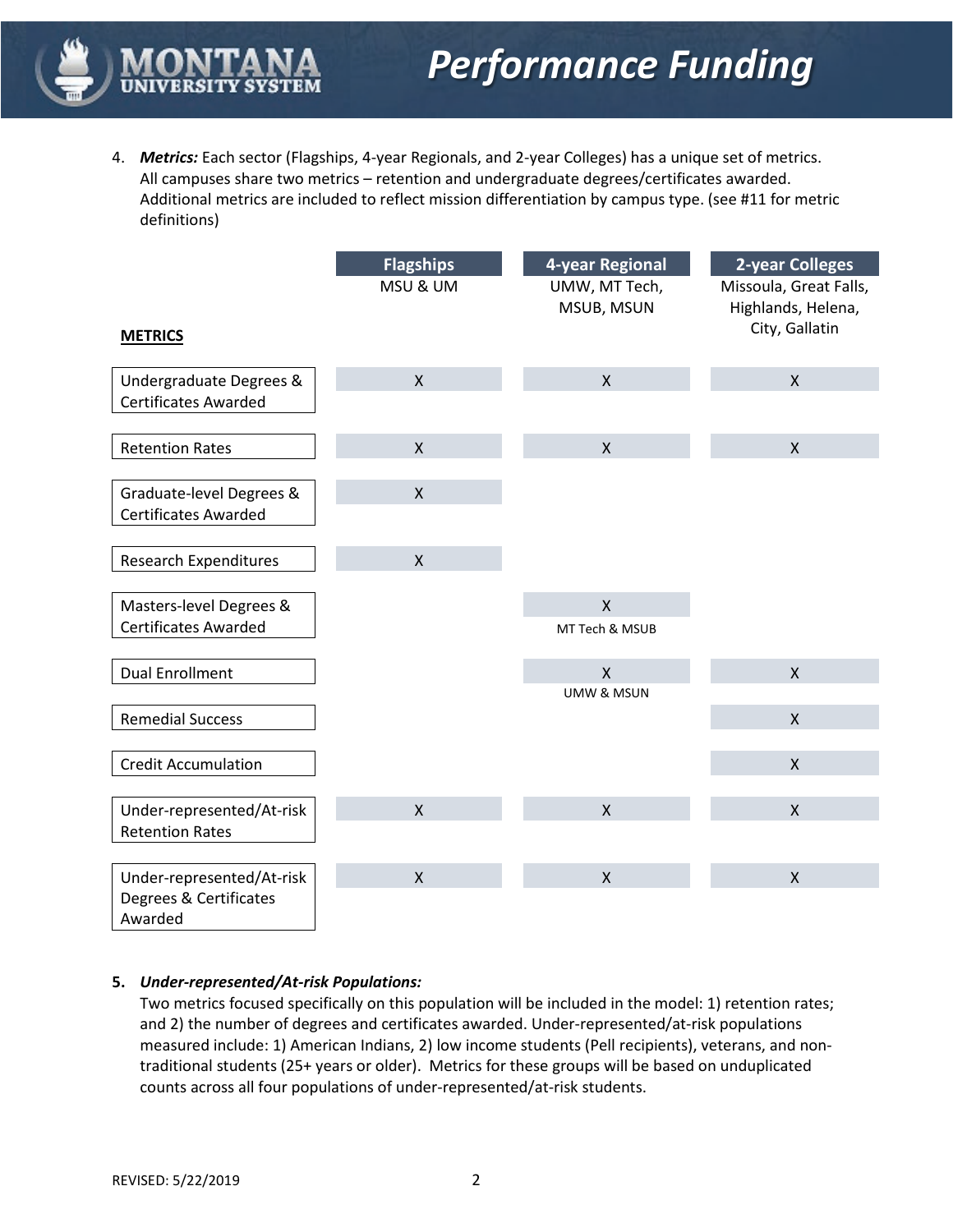4. ***Metrics:*** Each sector (Flagships, 4-year Regionals, and 2-year Colleges) has a unique set of metrics. All campuses share two metrics – retention and undergraduate degrees/certificates awarded. Additional metrics are included to reflect mission differentiation by campus type. (see #11 for metric definitions)

| **METRICS** | **Flagships**<br>MSU & UM | **4-year Regional**<br>UMW, MT Tech, MSUB, MSUN | **2-year Colleges**<br>Missoula, Great Falls, Highlands, Helena, City, Gallatin |
|---|---|---|---|
| Undergraduate Degrees & Certificates Awarded | X | X | X |
| Retention Rates | X | X | X |
| Graduate-level Degrees & Certificates Awarded | X | | |
| Research Expenditures | X | | |
| Masters-level Degrees & Certificates Awarded | | X<br>MT Tech & MSUB | |
| Dual Enrollment | | X<br>UMW & MSUN | X |
| Remedial Success | | | X |
| Credit Accumulation | | | X |
| Under-represented/At-risk Retention Rates | X | X | X |
| Under-represented/At-risk Degrees & Certificates Awarded | X | X | X |

5. ***Under-represented/At-risk Populations:***
Two metrics focused specifically on this population will be included in the model: 1) retention rates; and 2) the number of degrees and certificates awarded. Under-represented/at-risk populations measured include: 1) American Indians, 2) low income students (Pell recipients), veterans, and non-traditional students (25+ years or older). Metrics for these groups will be based on unduplicated counts across all four populations of under-represented/at-risk students.

REVISED: 5/22/2019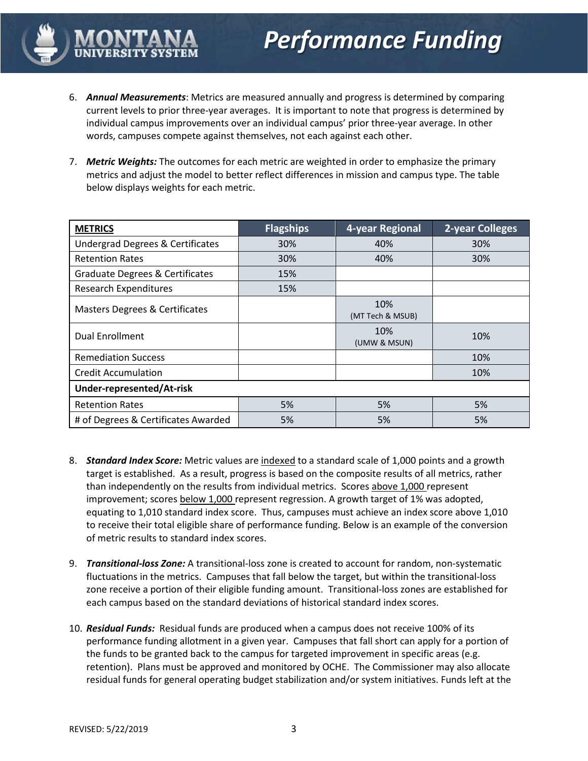6. ***Annual Measurements***: Metrics are measured annually and progress is determined by comparing current levels to prior three-year averages. It is important to note that progress is determined by individual campus improvements over an individual campus' prior three-year average. In other words, campuses compete against themselves, not each against each other.

7. ***Metric Weights:*** The outcomes for each metric are weighted in order to emphasize the primary metrics and adjust the model to better reflect differences in mission and campus type. The table below displays weights for each metric.

| **METRICS** | **Flagships** | **4-year Regional** | **2-year Colleges** |
|---|---|---|---|
| Undergrad Degrees & Certificates | 30% | 40% | 30% |
| Retention Rates | 30% | 40% | 30% |
| Graduate Degrees & Certificates | 15% | | |
| Research Expenditures | 15% | | |
| Masters Degrees & Certificates | | 10% (MT Tech & MSUB) | |
| Dual Enrollment | | 10% (UMW & MSUN) | 10% |
| Remediation Success | | | 10% |
| Credit Accumulation | | | 10% |
| **Under-represented/At-risk** | | | |
| Retention Rates | 5% | 5% | 5% |
| # of Degrees & Certificates Awarded | 5% | 5% | 5% |

8. ***Standard Index Score:*** Metric values are indexed to a standard scale of 1,000 points and a growth target is established. As a result, progress is based on the composite results of all metrics, rather than independently on the results from individual metrics. Scores above 1,000 represent improvement; scores below 1,000 represent regression. A growth target of 1% was adopted, equating to 1,010 standard index score. Thus, campuses must achieve an index score above 1,010 to receive their total eligible share of performance funding. Below is an example of the conversion of metric results to standard index scores.

9. ***Transitional-loss Zone:*** A transitional-loss zone is created to account for random, non-systematic fluctuations in the metrics. Campuses that fall below the target, but within the transitional-loss zone receive a portion of their eligible funding amount. Transitional-loss zones are established for each campus based on the standard deviations of historical standard index scores.

10. ***Residual Funds:*** Residual funds are produced when a campus does not receive 100% of its performance funding allotment in a given year. Campuses that fall short can apply for a portion of the funds to be granted back to the campus for targeted improvement in specific areas (e.g. retention). Plans must be approved and monitored by OCHE. The Commissioner may also allocate residual funds for general operating budget stabilization and/or system initiatives. Funds left at the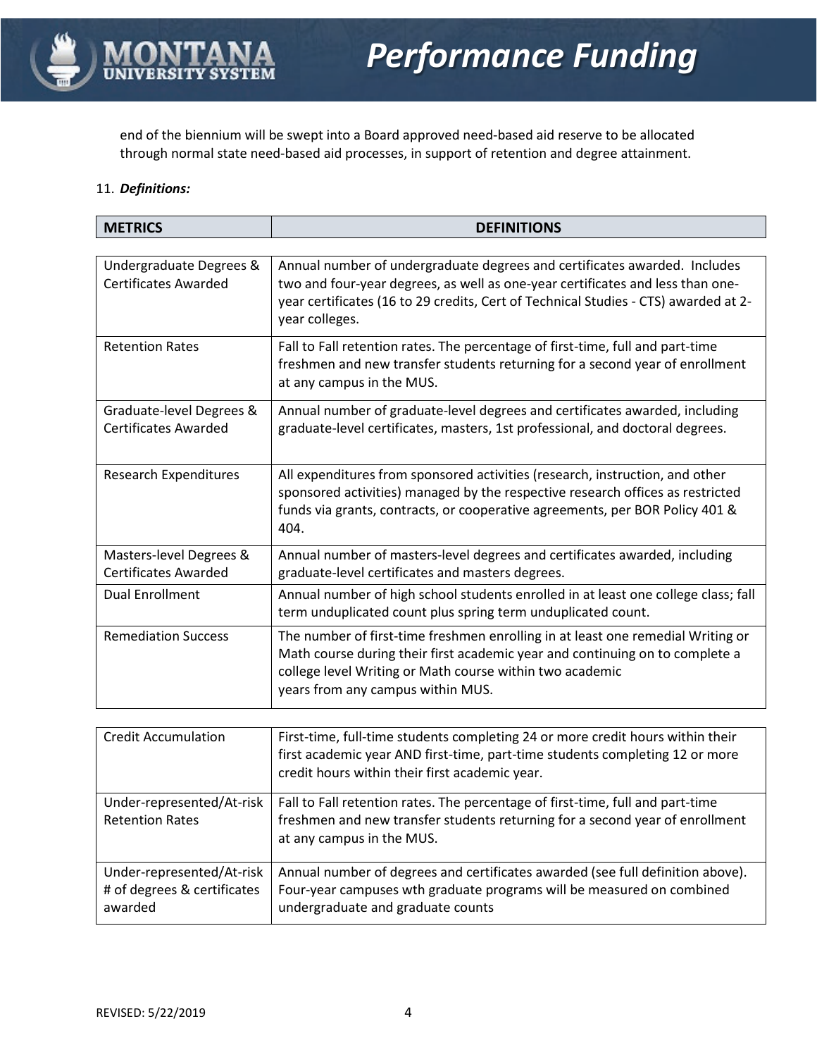end of the biennium will be swept into a Board approved need-based aid reserve to be allocated through normal state need-based aid processes, in support of retention and degree attainment.

11. ***Definitions:***

| METRICS | DEFINITIONS |
|---|---|
| Undergraduate Degrees & Certificates Awarded | Annual number of undergraduate degrees and certificates awarded. Includes two and four-year degrees, as well as one-year certificates and less than one-year certificates (16 to 29 credits, Cert of Technical Studies - CTS) awarded at 2-year colleges. |
| Retention Rates | Fall to Fall retention rates. The percentage of first-time, full and part-time freshmen and new transfer students returning for a second year of enrollment at any campus in the MUS. |
| Graduate-level Degrees & Certificates Awarded | Annual number of graduate-level degrees and certificates awarded, including graduate-level certificates, masters, 1st professional, and doctoral degrees. |
| Research Expenditures | All expenditures from sponsored activities (research, instruction, and other sponsored activities) managed by the respective research offices as restricted funds via grants, contracts, or cooperative agreements, per BOR Policy 401 & 404. |
| Masters-level Degrees & Certificates Awarded | Annual number of masters-level degrees and certificates awarded, including graduate-level certificates and masters degrees. |
| Dual Enrollment | Annual number of high school students enrolled in at least one college class; fall term unduplicated count plus spring term unduplicated count. |
| Remediation Success | The number of first-time freshmen enrolling in at least one remedial Writing or Math course during their first academic year and continuing on to complete a college level Writing or Math course within two academic years from any campus within MUS. |
| Credit Accumulation | First-time, full-time students completing 24 or more credit hours within their first academic year AND first-time, part-time students completing 12 or more credit hours within their first academic year. |
| Under-represented/At-risk Retention Rates | Fall to Fall retention rates. The percentage of first-time, full and part-time freshmen and new transfer students returning for a second year of enrollment at any campus in the MUS. |
| Under-represented/At-risk # of degrees & certificates awarded | Annual number of degrees and certificates awarded (see full definition above). Four-year campuses wth graduate programs will be measured on combined undergraduate and graduate counts |